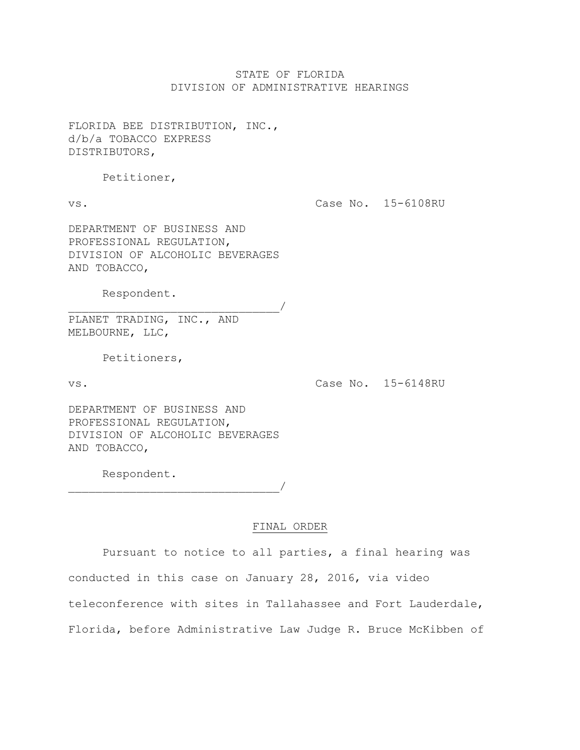STATE OF FLORIDA
DIVISION OF ADMINISTRATIVE HEARINGS

FLORIDA BEE DISTRIBUTION, INC., d/b/a TOBACCO EXPRESS DISTRIBUTORS,

Petitioner,

vs. Case No. 15-6108RU

DEPARTMENT OF BUSINESS AND PROFESSIONAL REGULATION, DIVISION OF ALCOHOLIC BEVERAGES AND TOBACCO,

Respondent.
_______________________________/

PLANET TRADING, INC., AND MELBOURNE, LLC,

Petitioners,

vs. Case No. 15-6148RU

DEPARTMENT OF BUSINESS AND PROFESSIONAL REGULATION, DIVISION OF ALCOHOLIC BEVERAGES AND TOBACCO,

Respondent.
_______________________________/

FINAL ORDER

Pursuant to notice to all parties, a final hearing was conducted in this case on January 28, 2016, via video teleconference with sites in Tallahassee and Fort Lauderdale, Florida, before Administrative Law Judge R. Bruce McKibben of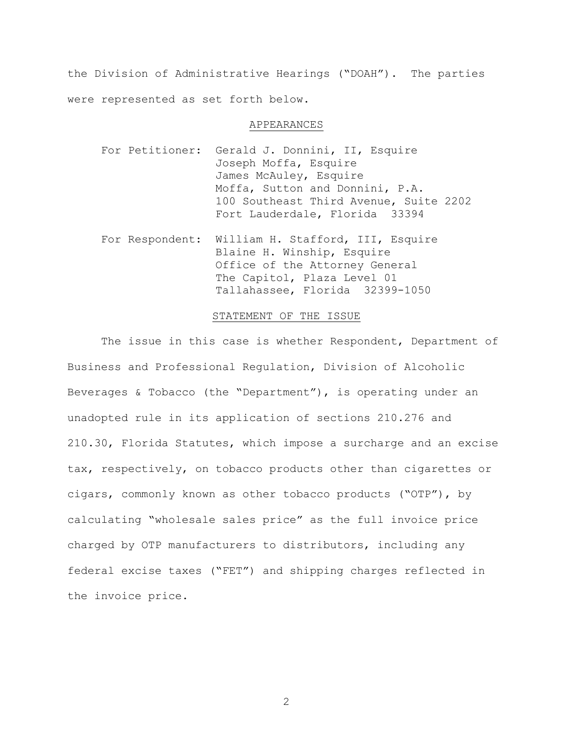the Division of Administrative Hearings ("DOAH"). The parties were represented as set forth below.

## APPEARANCES

For Petitioner: Gerald J. Donnini, II, Esquire
Joseph Moffa, Esquire
James McAuley, Esquire
Moffa, Sutton and Donnini, P.A.
100 Southeast Third Avenue, Suite 2202
Fort Lauderdale, Florida 33394

For Respondent: William H. Stafford, III, Esquire
Blaine H. Winship, Esquire
Office of the Attorney General
The Capitol, Plaza Level 01
Tallahassee, Florida 32399-1050

## STATEMENT OF THE ISSUE

The issue in this case is whether Respondent, Department of Business and Professional Regulation, Division of Alcoholic Beverages & Tobacco (the "Department"), is operating under an unadopted rule in its application of sections 210.276 and 210.30, Florida Statutes, which impose a surcharge and an excise tax, respectively, on tobacco products other than cigarettes or cigars, commonly known as other tobacco products ("OTP"), by calculating "wholesale sales price" as the full invoice price charged by OTP manufacturers to distributors, including any federal excise taxes ("FET") and shipping charges reflected in the invoice price.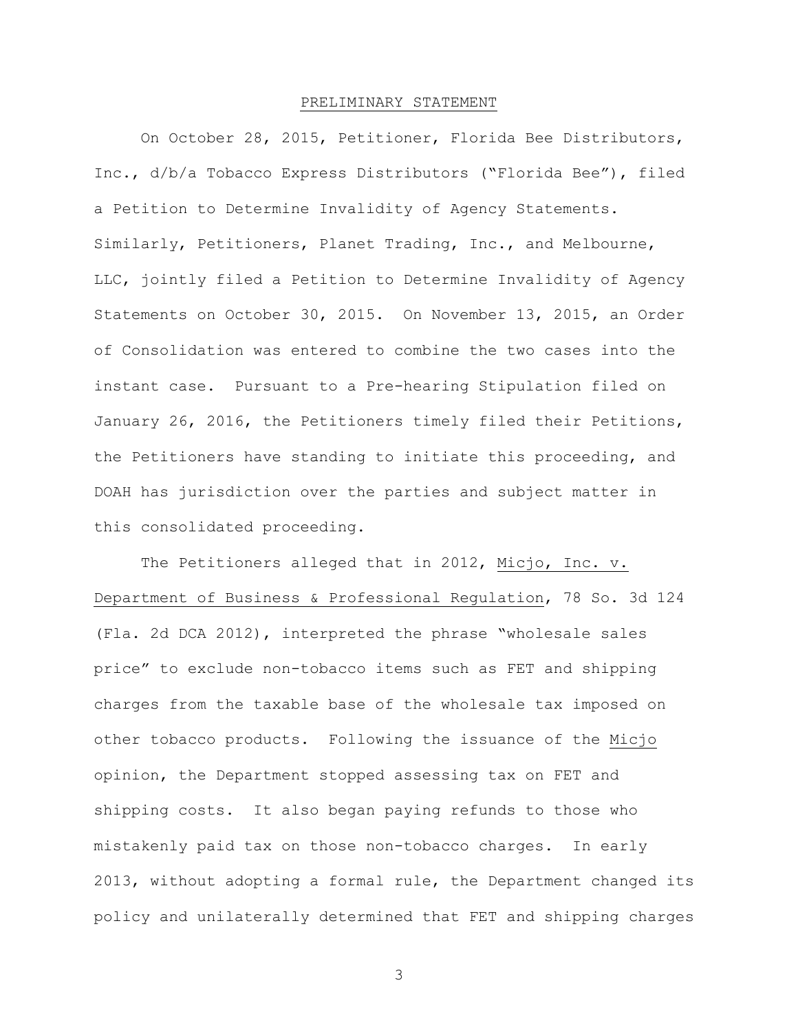## PRELIMINARY STATEMENT

On October 28, 2015, Petitioner, Florida Bee Distributors, Inc., d/b/a Tobacco Express Distributors ("Florida Bee"), filed a Petition to Determine Invalidity of Agency Statements. Similarly, Petitioners, Planet Trading, Inc., and Melbourne, LLC, jointly filed a Petition to Determine Invalidity of Agency Statements on October 30, 2015. On November 13, 2015, an Order of Consolidation was entered to combine the two cases into the instant case. Pursuant to a Pre-hearing Stipulation filed on January 26, 2016, the Petitioners timely filed their Petitions, the Petitioners have standing to initiate this proceeding, and DOAH has jurisdiction over the parties and subject matter in this consolidated proceeding.

The Petitioners alleged that in 2012, Micjo, Inc. v. Department of Business & Professional Regulation, 78 So. 3d 124 (Fla. 2d DCA 2012), interpreted the phrase "wholesale sales price" to exclude non-tobacco items such as FET and shipping charges from the taxable base of the wholesale tax imposed on other tobacco products. Following the issuance of the Micjo opinion, the Department stopped assessing tax on FET and shipping costs. It also began paying refunds to those who mistakenly paid tax on those non-tobacco charges. In early 2013, without adopting a formal rule, the Department changed its policy and unilaterally determined that FET and shipping charges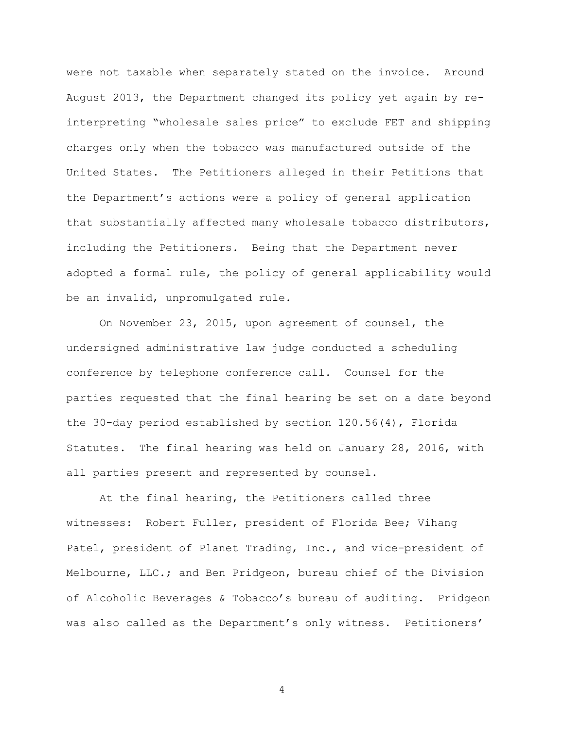were not taxable when separately stated on the invoice. Around August 2013, the Department changed its policy yet again by re-interpreting "wholesale sales price" to exclude FET and shipping charges only when the tobacco was manufactured outside of the United States. The Petitioners alleged in their Petitions that the Department's actions were a policy of general application that substantially affected many wholesale tobacco distributors, including the Petitioners. Being that the Department never adopted a formal rule, the policy of general applicability would be an invalid, unpromulgated rule.

On November 23, 2015, upon agreement of counsel, the undersigned administrative law judge conducted a scheduling conference by telephone conference call. Counsel for the parties requested that the final hearing be set on a date beyond the 30-day period established by section 120.56(4), Florida Statutes. The final hearing was held on January 28, 2016, with all parties present and represented by counsel.

At the final hearing, the Petitioners called three witnesses: Robert Fuller, president of Florida Bee; Vihang Patel, president of Planet Trading, Inc., and vice-president of Melbourne, LLC.; and Ben Pridgeon, bureau chief of the Division of Alcoholic Beverages & Tobacco's bureau of auditing. Pridgeon was also called as the Department's only witness. Petitioners'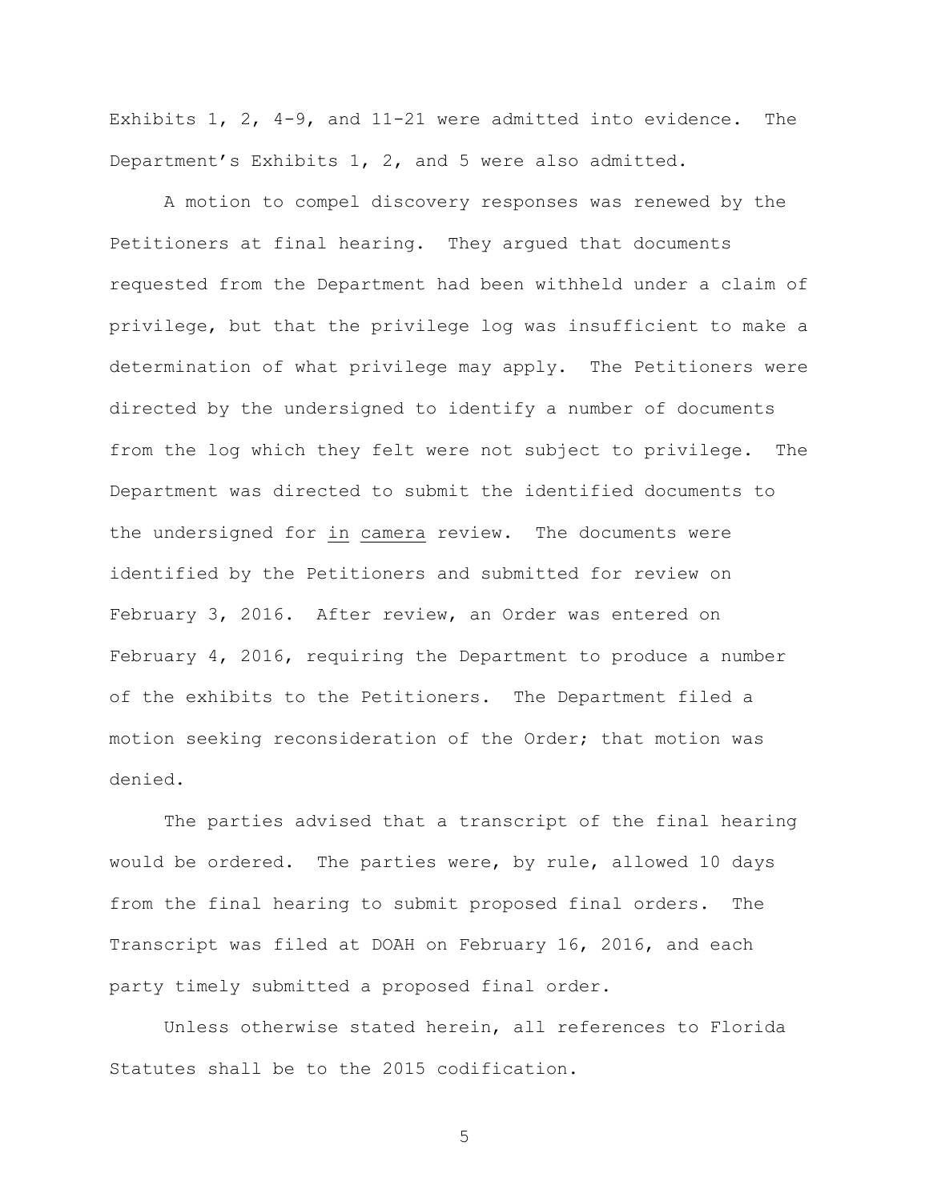Exhibits 1, 2, 4-9, and 11-21 were admitted into evidence. The Department's Exhibits 1, 2, and 5 were also admitted.

A motion to compel discovery responses was renewed by the Petitioners at final hearing. They argued that documents requested from the Department had been withheld under a claim of privilege, but that the privilege log was insufficient to make a determination of what privilege may apply. The Petitioners were directed by the undersigned to identify a number of documents from the log which they felt were not subject to privilege. The Department was directed to submit the identified documents to the undersigned for in camera review. The documents were identified by the Petitioners and submitted for review on February 3, 2016. After review, an Order was entered on February 4, 2016, requiring the Department to produce a number of the exhibits to the Petitioners. The Department filed a motion seeking reconsideration of the Order; that motion was denied.

The parties advised that a transcript of the final hearing would be ordered. The parties were, by rule, allowed 10 days from the final hearing to submit proposed final orders. The Transcript was filed at DOAH on February 16, 2016, and each party timely submitted a proposed final order.

Unless otherwise stated herein, all references to Florida Statutes shall be to the 2015 codification.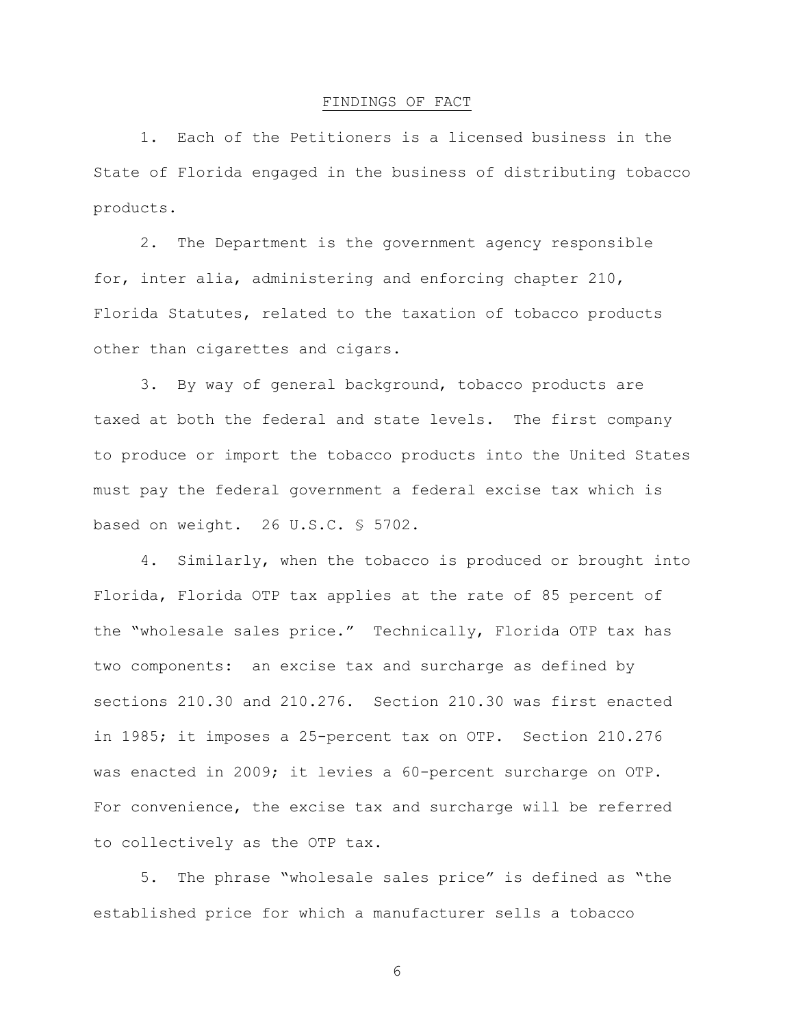## FINDINGS OF FACT

1. Each of the Petitioners is a licensed business in the State of Florida engaged in the business of distributing tobacco products.

2. The Department is the government agency responsible for, inter alia, administering and enforcing chapter 210, Florida Statutes, related to the taxation of tobacco products other than cigarettes and cigars.

3. By way of general background, tobacco products are taxed at both the federal and state levels. The first company to produce or import the tobacco products into the United States must pay the federal government a federal excise tax which is based on weight. 26 U.S.C. § 5702.

4. Similarly, when the tobacco is produced or brought into Florida, Florida OTP tax applies at the rate of 85 percent of the "wholesale sales price." Technically, Florida OTP tax has two components: an excise tax and surcharge as defined by sections 210.30 and 210.276. Section 210.30 was first enacted in 1985; it imposes a 25-percent tax on OTP. Section 210.276 was enacted in 2009; it levies a 60-percent surcharge on OTP. For convenience, the excise tax and surcharge will be referred to collectively as the OTP tax.

5. The phrase "wholesale sales price" is defined as "the established price for which a manufacturer sells a tobacco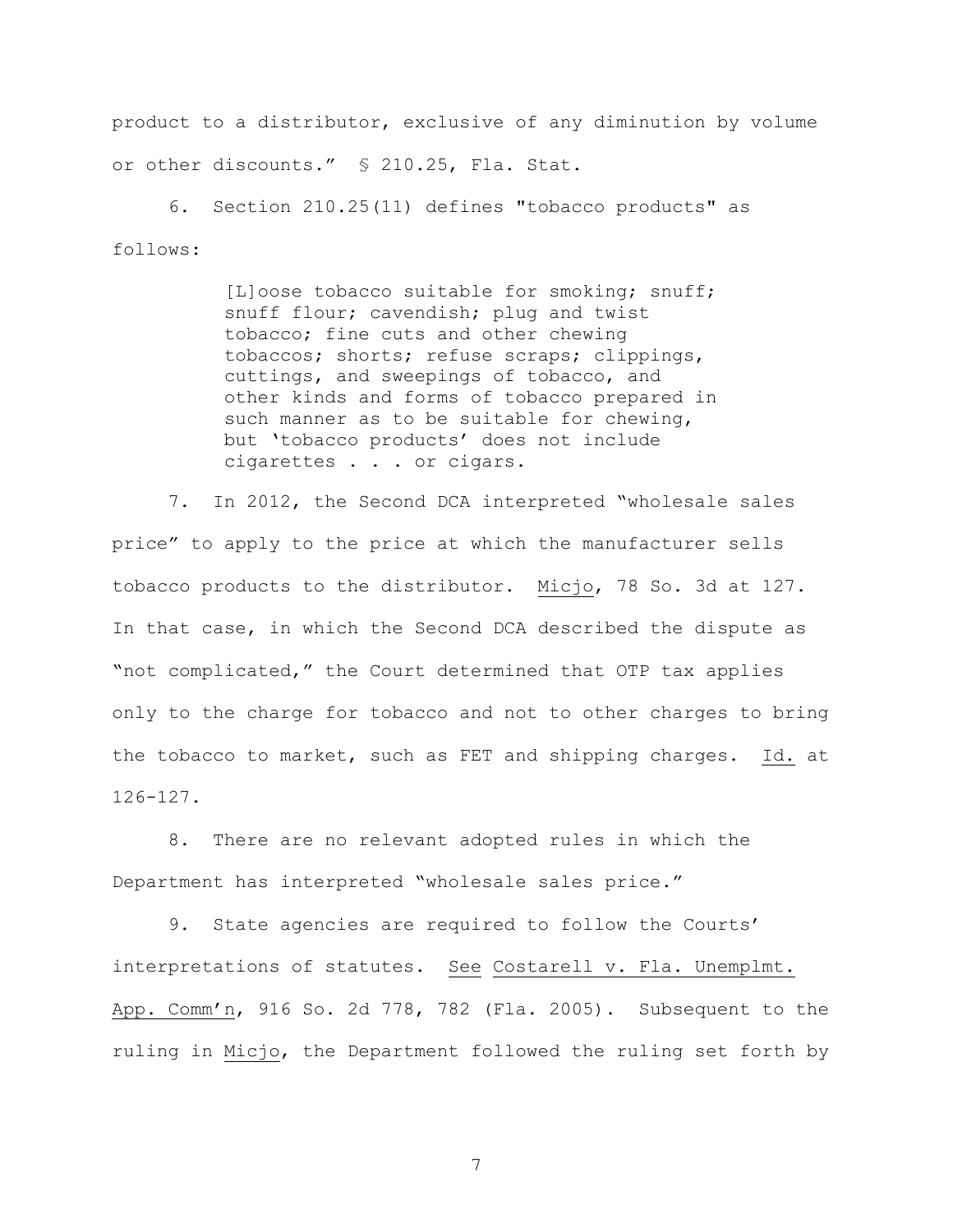product to a distributor, exclusive of any diminution by volume or other discounts." § 210.25, Fla. Stat.

6. Section 210.25(11) defines "tobacco products" as follows:

> [L]oose tobacco suitable for smoking; snuff; snuff flour; cavendish; plug and twist tobacco; fine cuts and other chewing tobaccos; shorts; refuse scraps; clippings, cuttings, and sweepings of tobacco, and other kinds and forms of tobacco prepared in such manner as to be suitable for chewing, but 'tobacco products' does not include cigarettes . . . or cigars.

7. In 2012, the Second DCA interpreted "wholesale sales price" to apply to the price at which the manufacturer sells tobacco products to the distributor. Micjo, 78 So. 3d at 127. In that case, in which the Second DCA described the dispute as "not complicated," the Court determined that OTP tax applies only to the charge for tobacco and not to other charges to bring the tobacco to market, such as FET and shipping charges. Id. at 126-127.

8. There are no relevant adopted rules in which the Department has interpreted "wholesale sales price."

9. State agencies are required to follow the Courts' interpretations of statutes. See Costarell v. Fla. Unemplmt. App. Comm'n, 916 So. 2d 778, 782 (Fla. 2005). Subsequent to the ruling in Micjo, the Department followed the ruling set forth by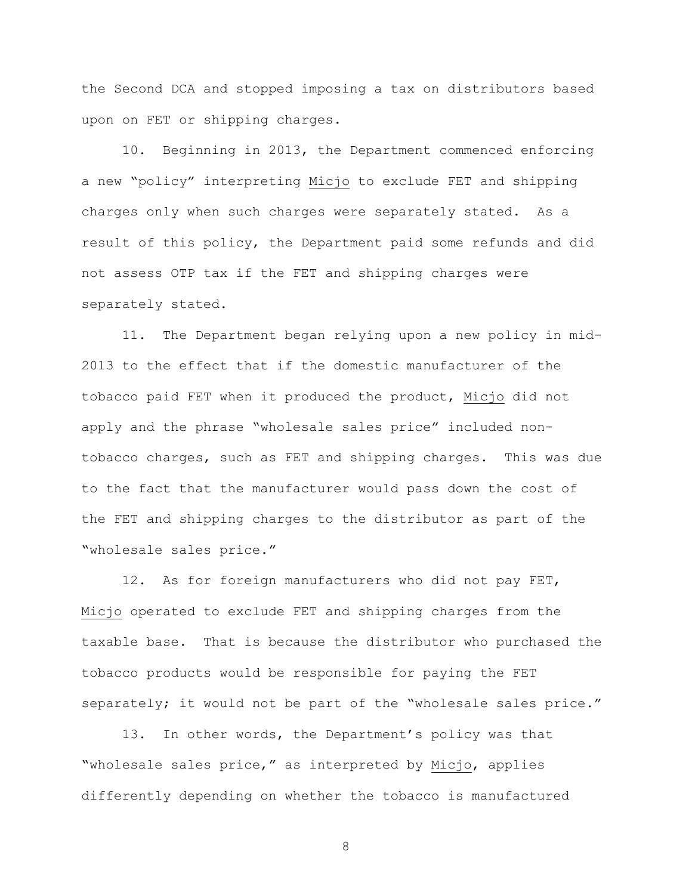the Second DCA and stopped imposing a tax on distributors based upon on FET or shipping charges.

10. Beginning in 2013, the Department commenced enforcing a new "policy" interpreting Micjo to exclude FET and shipping charges only when such charges were separately stated. As a result of this policy, the Department paid some refunds and did not assess OTP tax if the FET and shipping charges were separately stated.

11. The Department began relying upon a new policy in mid-2013 to the effect that if the domestic manufacturer of the tobacco paid FET when it produced the product, Micjo did not apply and the phrase "wholesale sales price" included non-tobacco charges, such as FET and shipping charges. This was due to the fact that the manufacturer would pass down the cost of the FET and shipping charges to the distributor as part of the "wholesale sales price."

12. As for foreign manufacturers who did not pay FET, Micjo operated to exclude FET and shipping charges from the taxable base. That is because the distributor who purchased the tobacco products would be responsible for paying the FET separately; it would not be part of the "wholesale sales price."

13. In other words, the Department's policy was that "wholesale sales price," as interpreted by Micjo, applies differently depending on whether the tobacco is manufactured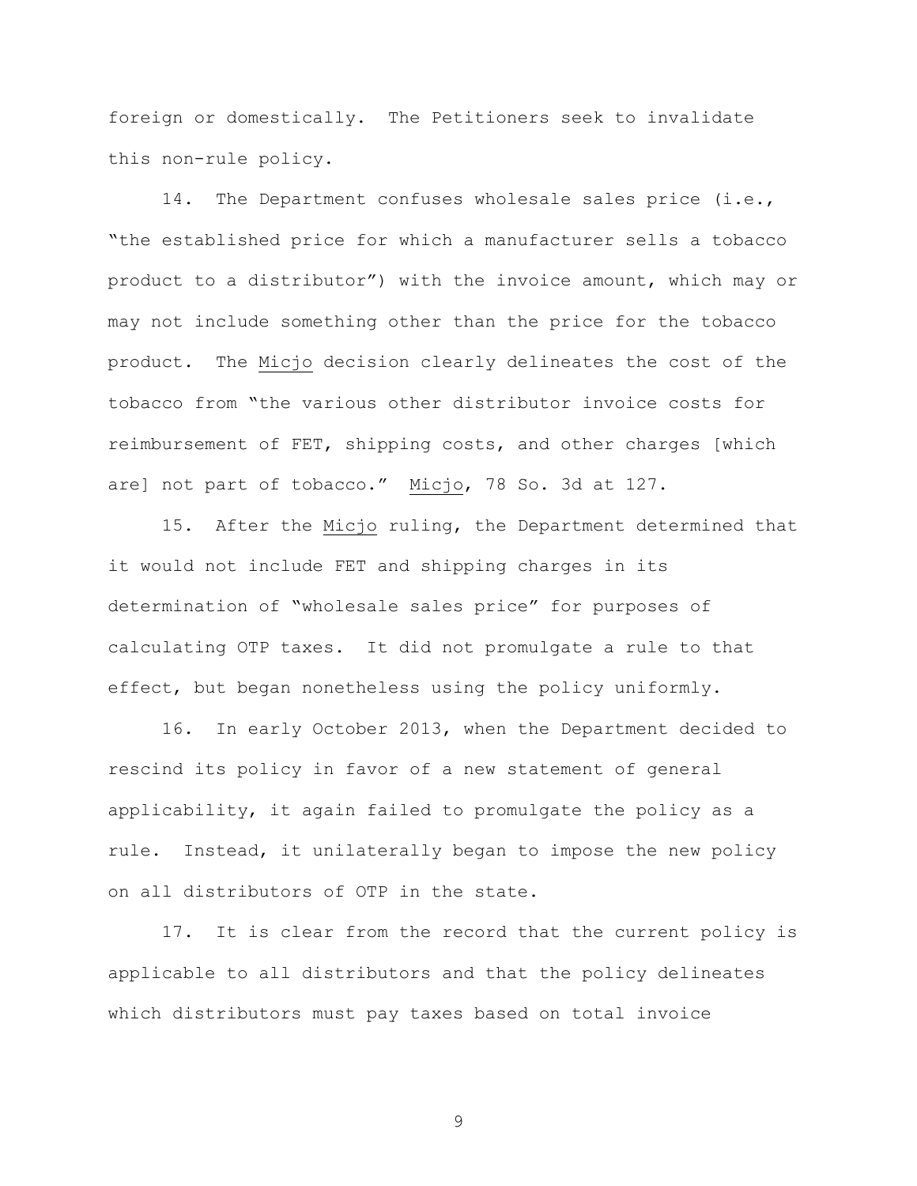foreign or domestically. The Petitioners seek to invalidate this non-rule policy.

14. The Department confuses wholesale sales price (i.e., "the established price for which a manufacturer sells a tobacco product to a distributor") with the invoice amount, which may or may not include something other than the price for the tobacco product. The Micjo decision clearly delineates the cost of the tobacco from "the various other distributor invoice costs for reimbursement of FET, shipping costs, and other charges [which are] not part of tobacco." Micjo, 78 So. 3d at 127.

15. After the Micjo ruling, the Department determined that it would not include FET and shipping charges in its determination of "wholesale sales price" for purposes of calculating OTP taxes. It did not promulgate a rule to that effect, but began nonetheless using the policy uniformly.

16. In early October 2013, when the Department decided to rescind its policy in favor of a new statement of general applicability, it again failed to promulgate the policy as a rule. Instead, it unilaterally began to impose the new policy on all distributors of OTP in the state.

17. It is clear from the record that the current policy is applicable to all distributors and that the policy delineates which distributors must pay taxes based on total invoice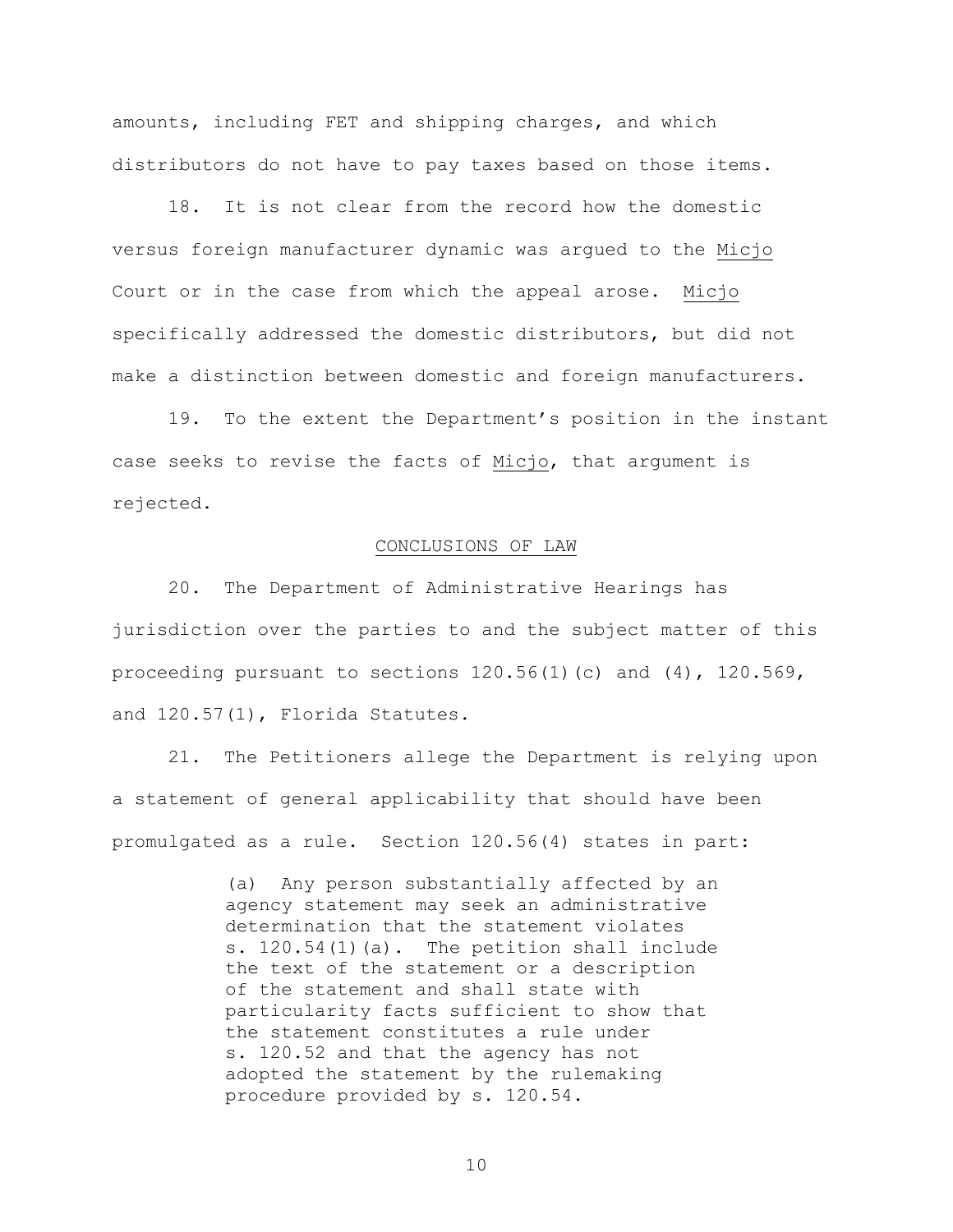amounts, including FET and shipping charges, and which distributors do not have to pay taxes based on those items.

18. It is not clear from the record how the domestic versus foreign manufacturer dynamic was argued to the Micjo Court or in the case from which the appeal arose. Micjo specifically addressed the domestic distributors, but did not make a distinction between domestic and foreign manufacturers.

19. To the extent the Department's position in the instant case seeks to revise the facts of Micjo, that argument is rejected.

## CONCLUSIONS OF LAW

20. The Department of Administrative Hearings has jurisdiction over the parties to and the subject matter of this proceeding pursuant to sections 120.56(1)(c) and (4), 120.569, and 120.57(1), Florida Statutes.

21. The Petitioners allege the Department is relying upon a statement of general applicability that should have been promulgated as a rule. Section 120.56(4) states in part:

> (a) Any person substantially affected by an agency statement may seek an administrative determination that the statement violates s. 120.54(1)(a). The petition shall include the text of the statement or a description of the statement and shall state with particularity facts sufficient to show that the statement constitutes a rule under s. 120.52 and that the agency has not adopted the statement by the rulemaking procedure provided by s. 120.54.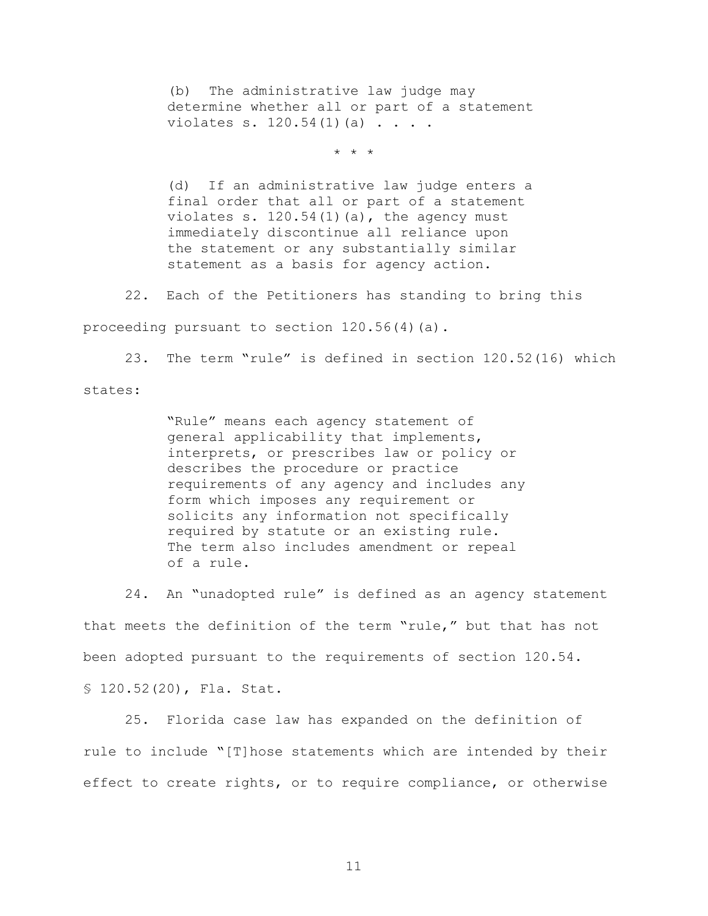> (b) The administrative law judge may determine whether all or part of a statement violates s. 120.54(1)(a) . . . .
>
> \* \* \*
>
> (d) If an administrative law judge enters a final order that all or part of a statement violates s. 120.54(1)(a), the agency must immediately discontinue all reliance upon the statement or any substantially similar statement as a basis for agency action.

22. Each of the Petitioners has standing to bring this proceeding pursuant to section 120.56(4)(a).

23. The term "rule" is defined in section 120.52(16) which states:

> "Rule" means each agency statement of general applicability that implements, interprets, or prescribes law or policy or describes the procedure or practice requirements of any agency and includes any form which imposes any requirement or solicits any information not specifically required by statute or an existing rule. The term also includes amendment or repeal of a rule.

24. An "unadopted rule" is defined as an agency statement that meets the definition of the term "rule," but that has not been adopted pursuant to the requirements of section 120.54. § 120.52(20), Fla. Stat.

25. Florida case law has expanded on the definition of rule to include "[T]hose statements which are intended by their effect to create rights, or to require compliance, or otherwise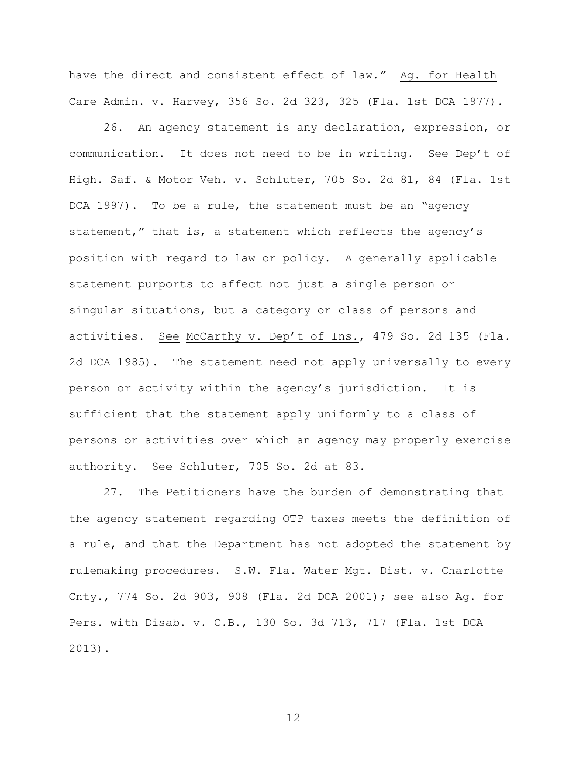have the direct and consistent effect of law." Ag. for Health Care Admin. v. Harvey, 356 So. 2d 323, 325 (Fla. 1st DCA 1977).

26. An agency statement is any declaration, expression, or communication. It does not need to be in writing. See Dep't of High. Saf. & Motor Veh. v. Schluter, 705 So. 2d 81, 84 (Fla. 1st DCA 1997). To be a rule, the statement must be an "agency statement," that is, a statement which reflects the agency's position with regard to law or policy. A generally applicable statement purports to affect not just a single person or singular situations, but a category or class of persons and activities. See McCarthy v. Dep't of Ins., 479 So. 2d 135 (Fla. 2d DCA 1985). The statement need not apply universally to every person or activity within the agency's jurisdiction. It is sufficient that the statement apply uniformly to a class of persons or activities over which an agency may properly exercise authority. See Schluter, 705 So. 2d at 83.

27. The Petitioners have the burden of demonstrating that the agency statement regarding OTP taxes meets the definition of a rule, and that the Department has not adopted the statement by rulemaking procedures. S.W. Fla. Water Mgt. Dist. v. Charlotte Cnty., 774 So. 2d 903, 908 (Fla. 2d DCA 2001); see also Ag. for Pers. with Disab. v. C.B., 130 So. 3d 713, 717 (Fla. 1st DCA 2013).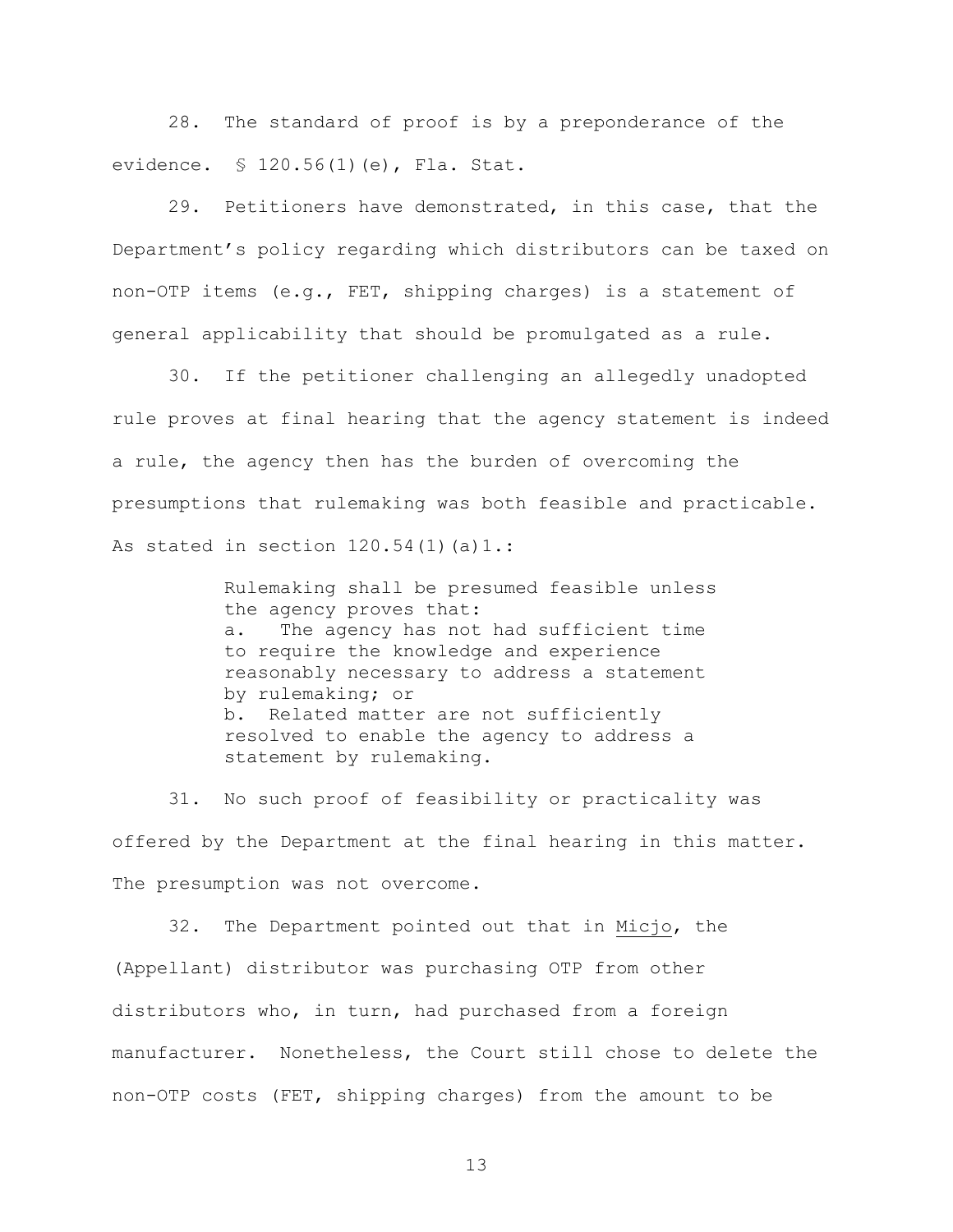28. The standard of proof is by a preponderance of the evidence. § 120.56(1)(e), Fla. Stat.

29. Petitioners have demonstrated, in this case, that the Department's policy regarding which distributors can be taxed on non-OTP items (e.g., FET, shipping charges) is a statement of general applicability that should be promulgated as a rule.

30. If the petitioner challenging an allegedly unadopted rule proves at final hearing that the agency statement is indeed a rule, the agency then has the burden of overcoming the presumptions that rulemaking was both feasible and practicable. As stated in section 120.54(1)(a)1.:

> Rulemaking shall be presumed feasible unless the agency proves that:
> a. The agency has not had sufficient time to require the knowledge and experience reasonably necessary to address a statement by rulemaking; or
> b. Related matter are not sufficiently resolved to enable the agency to address a statement by rulemaking.

31. No such proof of feasibility or practicality was offered by the Department at the final hearing in this matter. The presumption was not overcome.

32. The Department pointed out that in Micjo, the (Appellant) distributor was purchasing OTP from other distributors who, in turn, had purchased from a foreign manufacturer. Nonetheless, the Court still chose to delete the non-OTP costs (FET, shipping charges) from the amount to be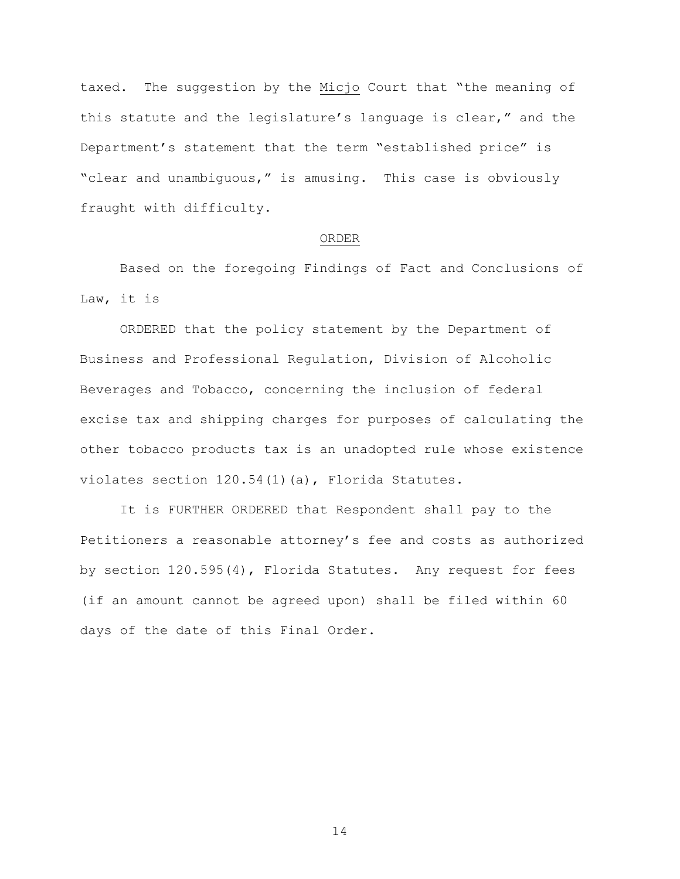taxed. The suggestion by the Micjo Court that "the meaning of this statute and the legislature's language is clear," and the Department's statement that the term "established price" is "clear and unambiguous," is amusing. This case is obviously fraught with difficulty.

## ORDER

Based on the foregoing Findings of Fact and Conclusions of Law, it is

ORDERED that the policy statement by the Department of Business and Professional Regulation, Division of Alcoholic Beverages and Tobacco, concerning the inclusion of federal excise tax and shipping charges for purposes of calculating the other tobacco products tax is an unadopted rule whose existence violates section 120.54(1)(a), Florida Statutes.

It is FURTHER ORDERED that Respondent shall pay to the Petitioners a reasonable attorney's fee and costs as authorized by section 120.595(4), Florida Statutes. Any request for fees (if an amount cannot be agreed upon) shall be filed within 60 days of the date of this Final Order.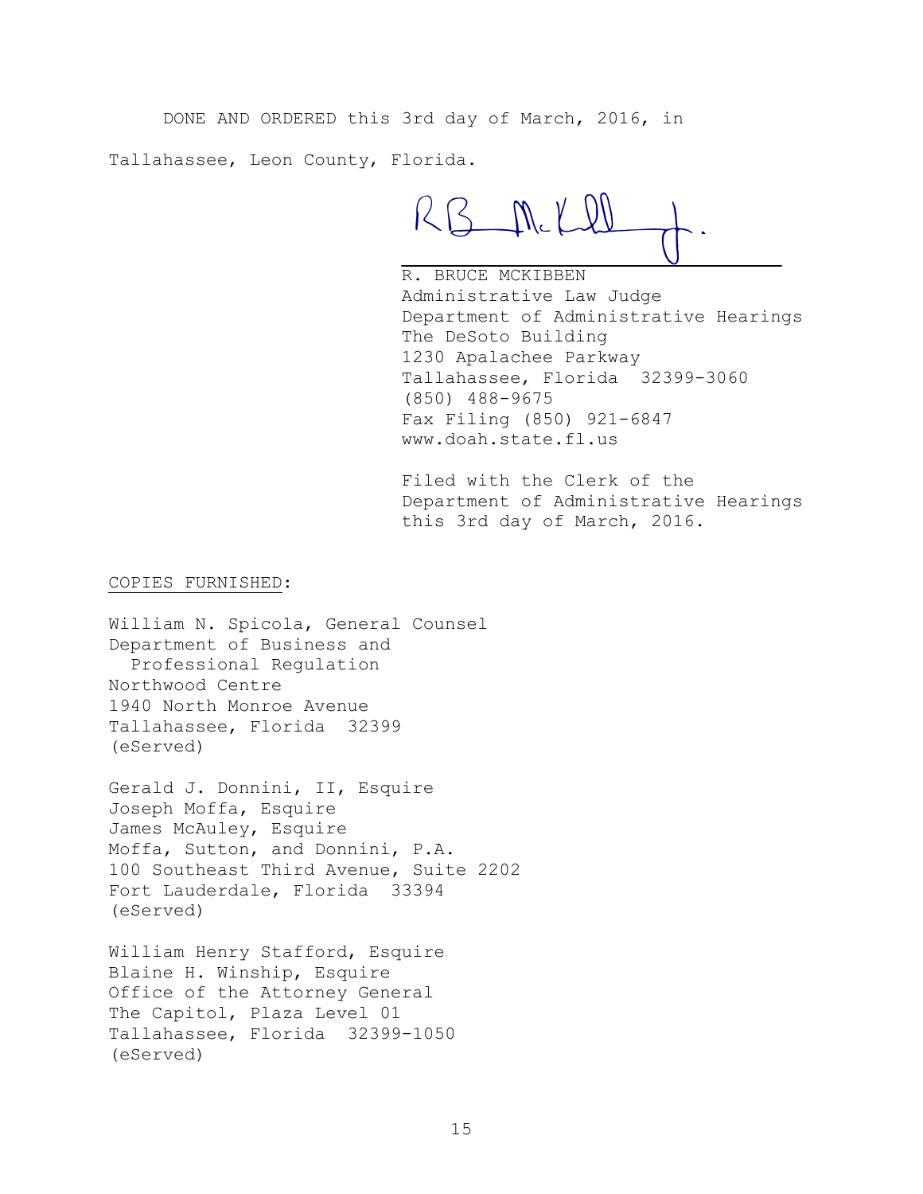DONE AND ORDERED this 3rd day of March, 2016, in Tallahassee, Leon County, Florida.

R. BRUCE MCKIBBEN
Administrative Law Judge
Department of Administrative Hearings
The DeSoto Building
1230 Apalachee Parkway
Tallahassee, Florida 32399-3060
(850) 488-9675
Fax Filing (850) 921-6847
www.doah.state.fl.us

Filed with the Clerk of the
Department of Administrative Hearings
this 3rd day of March, 2016.

COPIES FURNISHED:

William N. Spicola, General Counsel
Department of Business and
Professional Regulation
Northwood Centre
1940 North Monroe Avenue
Tallahassee, Florida 32399
(eServed)

Gerald J. Donnini, II, Esquire
Joseph Moffa, Esquire
James McAuley, Esquire
Moffa, Sutton, and Donnini, P.A.
100 Southeast Third Avenue, Suite 2202
Fort Lauderdale, Florida 33394
(eServed)

William Henry Stafford, Esquire
Blaine H. Winship, Esquire
Office of the Attorney General
The Capitol, Plaza Level 01
Tallahassee, Florida 32399-1050
(eServed)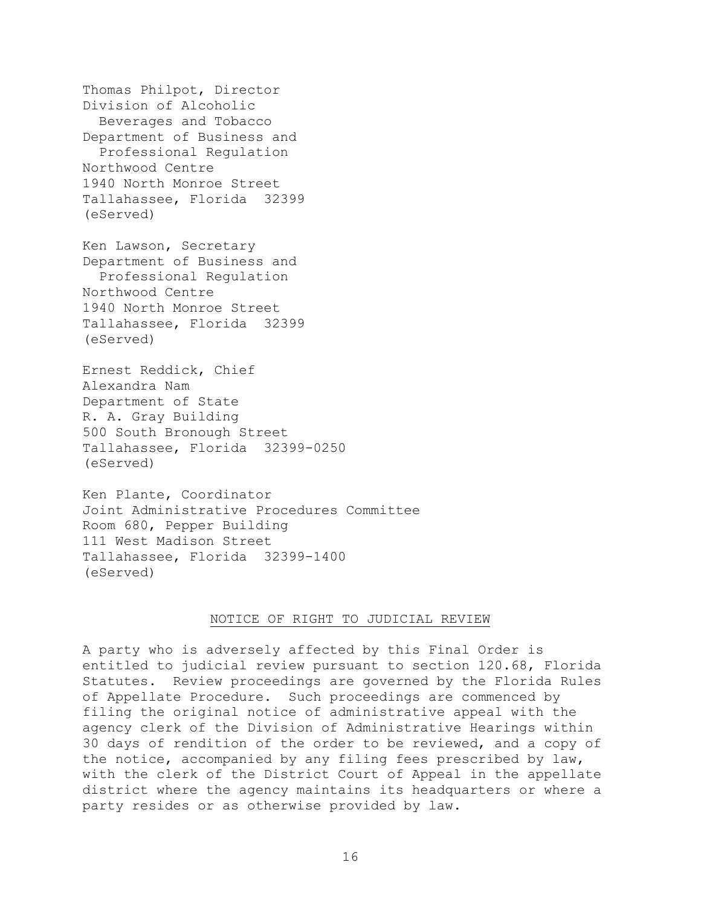Thomas Philpot, Director
Division of Alcoholic
  Beverages and Tobacco
Department of Business and
  Professional Regulation
Northwood Centre
1940 North Monroe Street
Tallahassee, Florida 32399
(eServed)

Ken Lawson, Secretary
Department of Business and
  Professional Regulation
Northwood Centre
1940 North Monroe Street
Tallahassee, Florida 32399
(eServed)

Ernest Reddick, Chief
Alexandra Nam
Department of State
R. A. Gray Building
500 South Bronough Street
Tallahassee, Florida 32399-0250
(eServed)

Ken Plante, Coordinator
Joint Administrative Procedures Committee
Room 680, Pepper Building
111 West Madison Street
Tallahassee, Florida 32399-1400
(eServed)

## NOTICE OF RIGHT TO JUDICIAL REVIEW

A party who is adversely affected by this Final Order is entitled to judicial review pursuant to section 120.68, Florida Statutes. Review proceedings are governed by the Florida Rules of Appellate Procedure. Such proceedings are commenced by filing the original notice of administrative appeal with the agency clerk of the Division of Administrative Hearings within 30 days of rendition of the order to be reviewed, and a copy of the notice, accompanied by any filing fees prescribed by law, with the clerk of the District Court of Appeal in the appellate district where the agency maintains its headquarters or where a party resides or as otherwise provided by law.